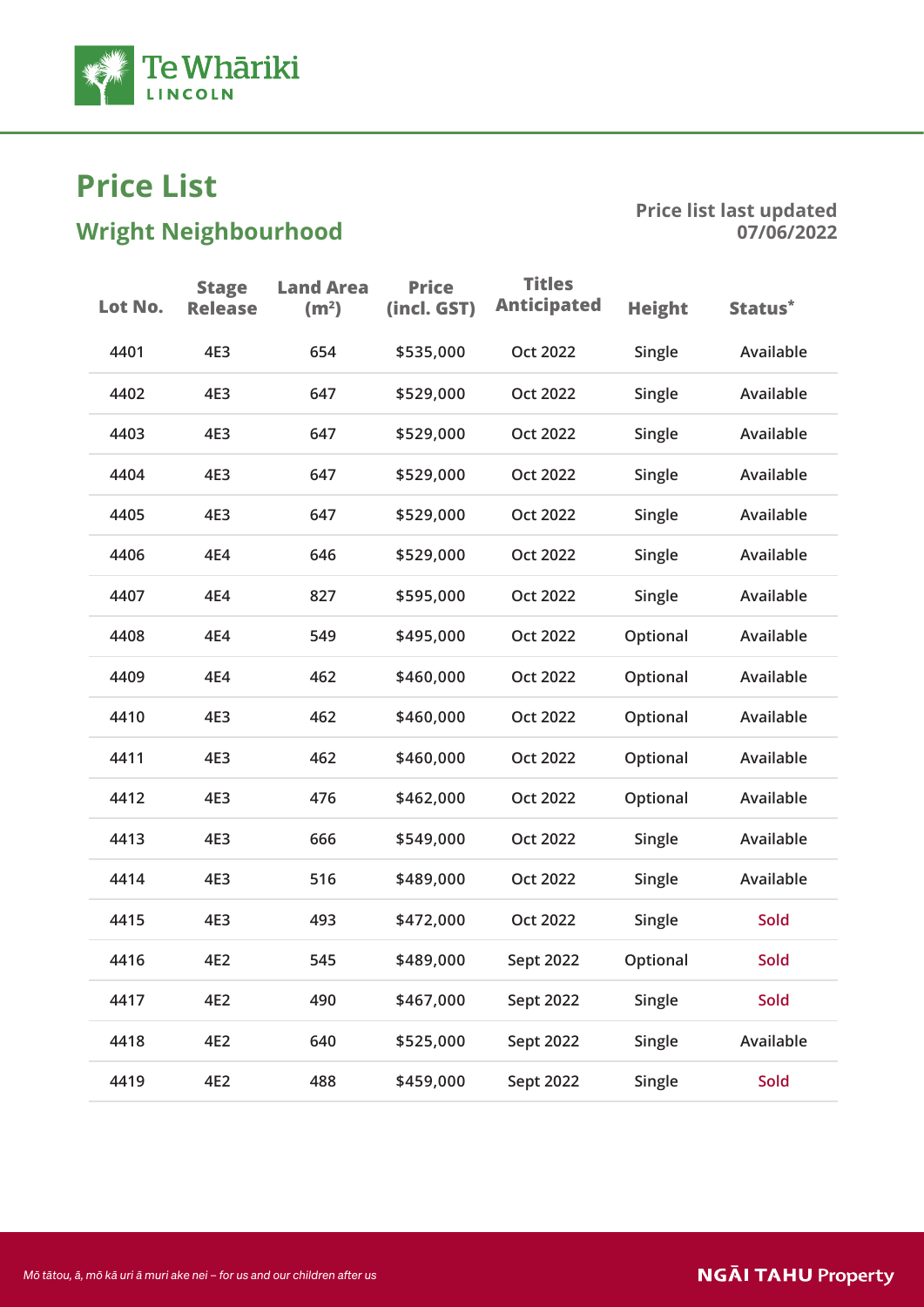# Price List

## Wright Neighbourhood

**Price list last updated 07/06/2022**

| Lot No. | Stage Release | Land Area (m²) | Price (incl. GST) | Titles Anticipated | Height | Status* |
|---|---|---|---|---|---|---|
| 4401 | 4E3 | 654 | $535,000 | Oct 2022 | Single | Available |
| 4402 | 4E3 | 647 | $529,000 | Oct 2022 | Single | Available |
| 4403 | 4E3 | 647 | $529,000 | Oct 2022 | Single | Available |
| 4404 | 4E3 | 647 | $529,000 | Oct 2022 | Single | Available |
| 4405 | 4E3 | 647 | $529,000 | Oct 2022 | Single | Available |
| 4406 | 4E4 | 646 | $529,000 | Oct 2022 | Single | Available |
| 4407 | 4E4 | 827 | $595,000 | Oct 2022 | Single | Available |
| 4408 | 4E4 | 549 | $495,000 | Oct 2022 | Optional | Available |
| 4409 | 4E4 | 462 | $460,000 | Oct 2022 | Optional | Available |
| 4410 | 4E3 | 462 | $460,000 | Oct 2022 | Optional | Available |
| 4411 | 4E3 | 462 | $460,000 | Oct 2022 | Optional | Available |
| 4412 | 4E3 | 476 | $462,000 | Oct 2022 | Optional | Available |
| 4413 | 4E3 | 666 | $549,000 | Oct 2022 | Single | Available |
| 4414 | 4E3 | 516 | $489,000 | Oct 2022 | Single | Available |
| 4415 | 4E3 | 493 | $472,000 | Oct 2022 | Single | Sold |
| 4416 | 4E2 | 545 | $489,000 | Sept 2022 | Optional | Sold |
| 4417 | 4E2 | 490 | $467,000 | Sept 2022 | Single | Sold |
| 4418 | 4E2 | 640 | $525,000 | Sept 2022 | Single | Available |
| 4419 | 4E2 | 488 | $459,000 | Sept 2022 | Single | Sold |

*Mō tātou, ā, mō kā uri ā muri ake nei – for us and our children after us*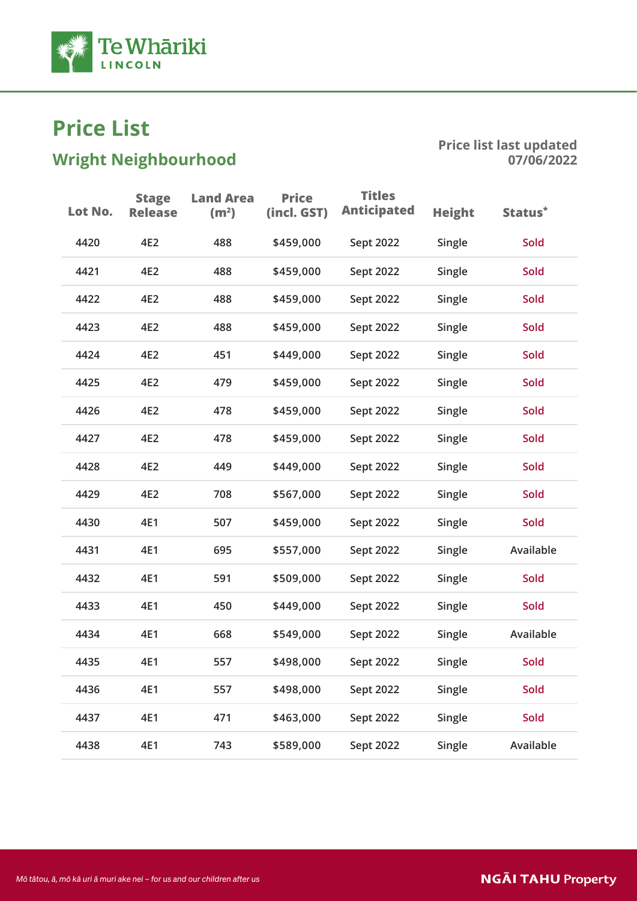# Price List

## Wright Neighbourhood

**Price list last updated 07/06/2022**

| Lot No. | Stage Release | Land Area (m²) | Price (incl. GST) | Titles Anticipated | Height | Status* |
|---|---|---|---|---|---|---|
| 4420 | 4E2 | 488 | $459,000 | Sept 2022 | Single | Sold |
| 4421 | 4E2 | 488 | $459,000 | Sept 2022 | Single | Sold |
| 4422 | 4E2 | 488 | $459,000 | Sept 2022 | Single | Sold |
| 4423 | 4E2 | 488 | $459,000 | Sept 2022 | Single | Sold |
| 4424 | 4E2 | 451 | $449,000 | Sept 2022 | Single | Sold |
| 4425 | 4E2 | 479 | $459,000 | Sept 2022 | Single | Sold |
| 4426 | 4E2 | 478 | $459,000 | Sept 2022 | Single | Sold |
| 4427 | 4E2 | 478 | $459,000 | Sept 2022 | Single | Sold |
| 4428 | 4E2 | 449 | $449,000 | Sept 2022 | Single | Sold |
| 4429 | 4E2 | 708 | $567,000 | Sept 2022 | Single | Sold |
| 4430 | 4E1 | 507 | $459,000 | Sept 2022 | Single | Sold |
| 4431 | 4E1 | 695 | $557,000 | Sept 2022 | Single | Available |
| 4432 | 4E1 | 591 | $509,000 | Sept 2022 | Single | Sold |
| 4433 | 4E1 | 450 | $449,000 | Sept 2022 | Single | Sold |
| 4434 | 4E1 | 668 | $549,000 | Sept 2022 | Single | Available |
| 4435 | 4E1 | 557 | $498,000 | Sept 2022 | Single | Sold |
| 4436 | 4E1 | 557 | $498,000 | Sept 2022 | Single | Sold |
| 4437 | 4E1 | 471 | $463,000 | Sept 2022 | Single | Sold |
| 4438 | 4E1 | 743 | $589,000 | Sept 2022 | Single | Available |

*Mō tātou, ā, mō kā uri ā muri ake nei – for us and our children after us*

**NGĀI TAHU Property**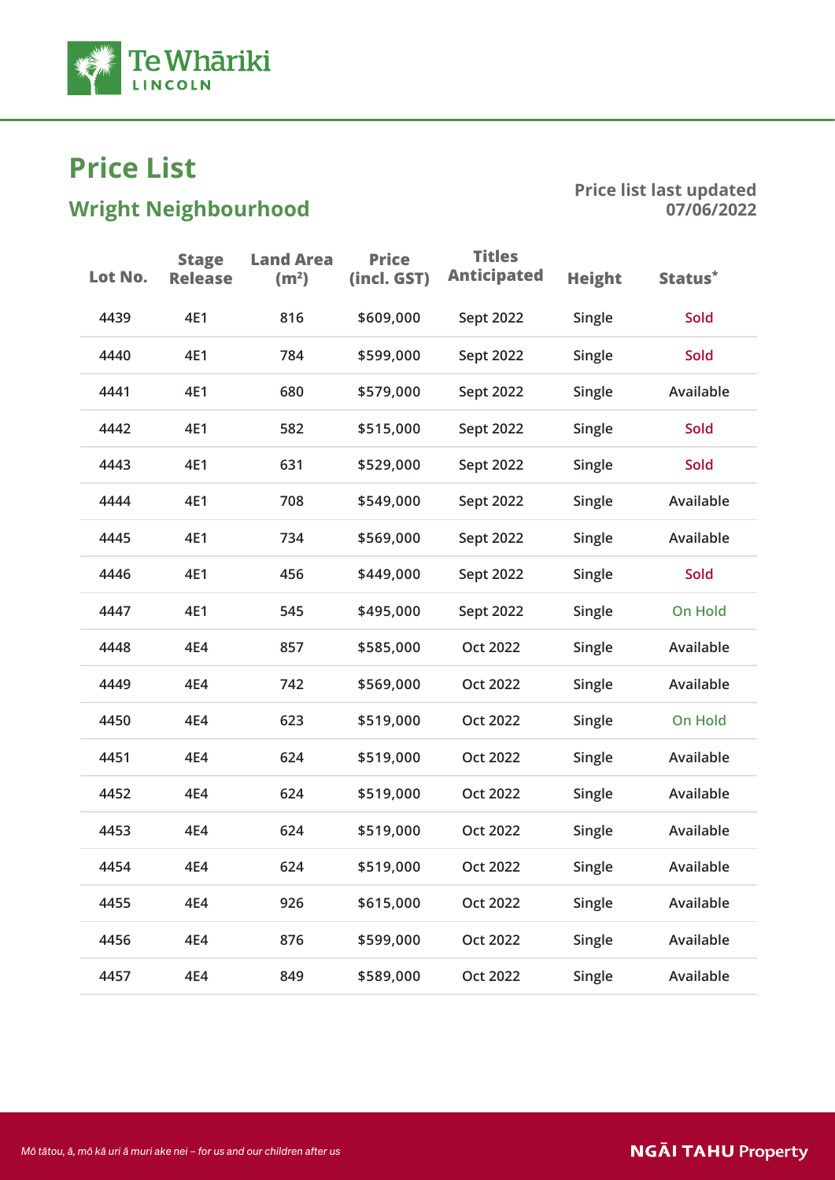# Price List

## Wright Neighbourhood

**Price list last updated 07/06/2022**

| Lot No. | Stage Release | Land Area (m²) | Price (incl. GST) | Titles Anticipated | Height | Status* |
|---|---|---|---|---|---|---|
| 4439 | 4E1 | 816 | $609,000 | Sept 2022 | Single | Sold |
| 4440 | 4E1 | 784 | $599,000 | Sept 2022 | Single | Sold |
| 4441 | 4E1 | 680 | $579,000 | Sept 2022 | Single | Available |
| 4442 | 4E1 | 582 | $515,000 | Sept 2022 | Single | Sold |
| 4443 | 4E1 | 631 | $529,000 | Sept 2022 | Single | Sold |
| 4444 | 4E1 | 708 | $549,000 | Sept 2022 | Single | Available |
| 4445 | 4E1 | 734 | $569,000 | Sept 2022 | Single | Available |
| 4446 | 4E1 | 456 | $449,000 | Sept 2022 | Single | Sold |
| 4447 | 4E1 | 545 | $495,000 | Sept 2022 | Single | On Hold |
| 4448 | 4E4 | 857 | $585,000 | Oct 2022 | Single | Available |
| 4449 | 4E4 | 742 | $569,000 | Oct 2022 | Single | Available |
| 4450 | 4E4 | 623 | $519,000 | Oct 2022 | Single | On Hold |
| 4451 | 4E4 | 624 | $519,000 | Oct 2022 | Single | Available |
| 4452 | 4E4 | 624 | $519,000 | Oct 2022 | Single | Available |
| 4453 | 4E4 | 624 | $519,000 | Oct 2022 | Single | Available |
| 4454 | 4E4 | 624 | $519,000 | Oct 2022 | Single | Available |
| 4455 | 4E4 | 926 | $615,000 | Oct 2022 | Single | Available |
| 4456 | 4E4 | 876 | $599,000 | Oct 2022 | Single | Available |
| 4457 | 4E4 | 849 | $589,000 | Oct 2022 | Single | Available |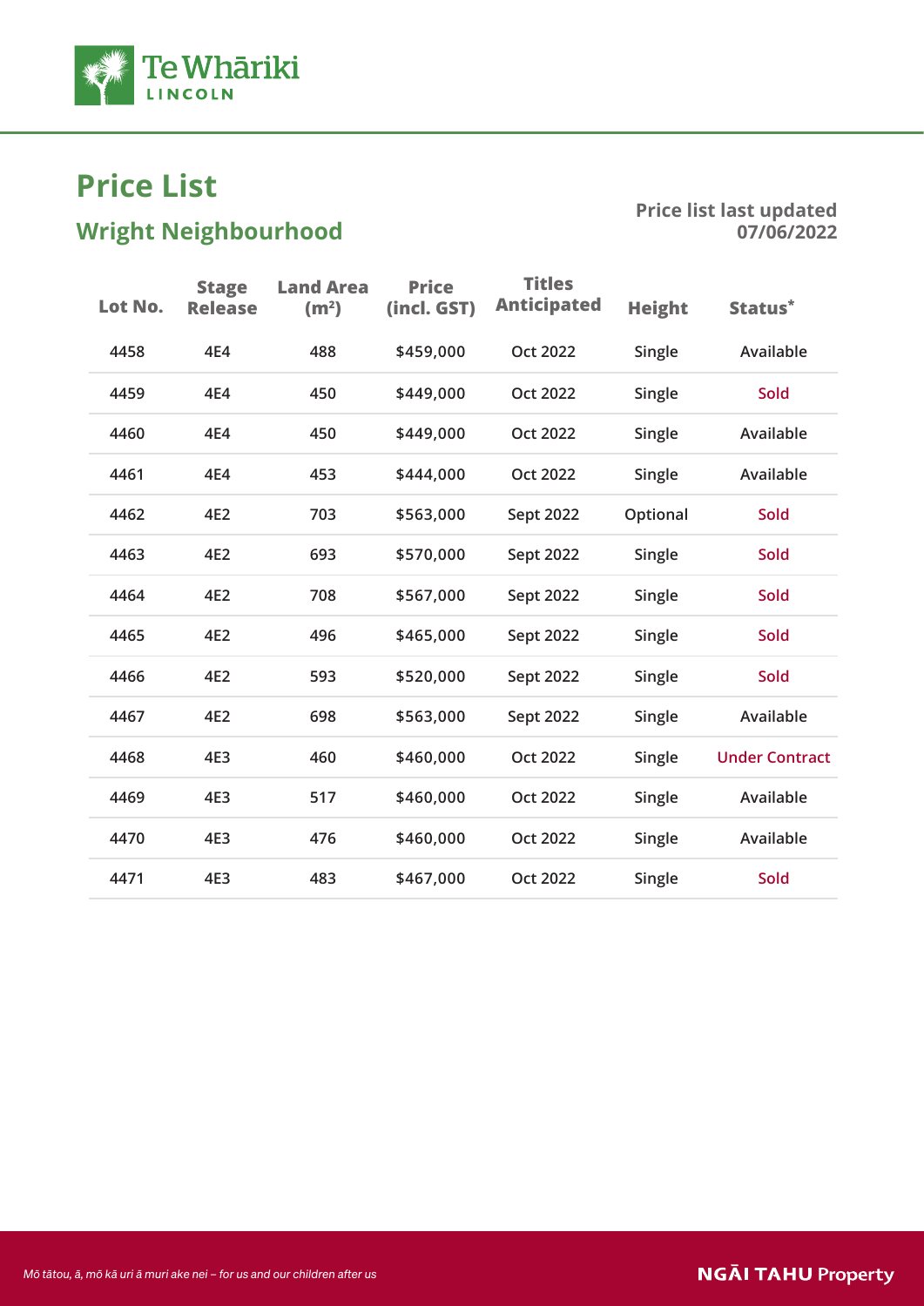# Price List

## Wright Neighbourhood

**Price list last updated 07/06/2022**

| Lot No. | Stage Release | Land Area (m²) | Price (incl. GST) | Titles Anticipated | Height | Status* |
|---|---|---|---|---|---|---|
| 4458 | 4E4 | 488 | $459,000 | Oct 2022 | Single | Available |
| 4459 | 4E4 | 450 | $449,000 | Oct 2022 | Single | Sold |
| 4460 | 4E4 | 450 | $449,000 | Oct 2022 | Single | Available |
| 4461 | 4E4 | 453 | $444,000 | Oct 2022 | Single | Available |
| 4462 | 4E2 | 703 | $563,000 | Sept 2022 | Optional | Sold |
| 4463 | 4E2 | 693 | $570,000 | Sept 2022 | Single | Sold |
| 4464 | 4E2 | 708 | $567,000 | Sept 2022 | Single | Sold |
| 4465 | 4E2 | 496 | $465,000 | Sept 2022 | Single | Sold |
| 4466 | 4E2 | 593 | $520,000 | Sept 2022 | Single | Sold |
| 4467 | 4E2 | 698 | $563,000 | Sept 2022 | Single | Available |
| 4468 | 4E3 | 460 | $460,000 | Oct 2022 | Single | Under Contract |
| 4469 | 4E3 | 517 | $460,000 | Oct 2022 | Single | Available |
| 4470 | 4E3 | 476 | $460,000 | Oct 2022 | Single | Available |
| 4471 | 4E3 | 483 | $467,000 | Oct 2022 | Single | Sold |

*Mō tātou, ā, mō kā uri ā muri ake nei – for us and our children after us*

**NGĀI TAHU Property**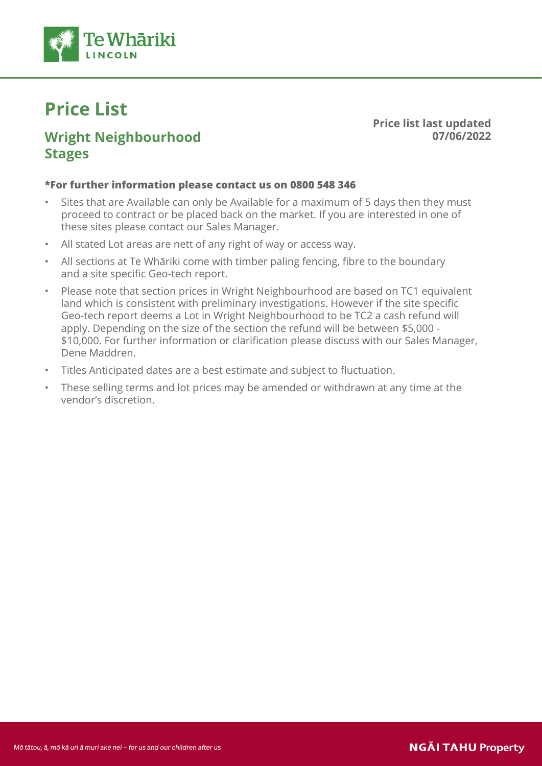# Price List

## Wright Neighbourhood Stages

**Price list last updated 07/06/2022**

**\*For further information please contact us on 0800 548 346**

- Sites that are Available can only be Available for a maximum of 5 days then they must proceed to contract or be placed back on the market. If you are interested in one of these sites please contact our Sales Manager.
- All stated Lot areas are nett of any right of way or access way.
- All sections at Te Whāriki come with timber paling fencing, fibre to the boundary and a site specific Geo-tech report.
- Please note that section prices in Wright Neighbourhood are based on TC1 equivalent land which is consistent with preliminary investigations. However if the site specific Geo-tech report deems a Lot in Wright Neighbourhood to be TC2 a cash refund will apply. Depending on the size of the section the refund will be between $5,000 - $10,000. For further information or clarification please discuss with our Sales Manager, Dene Maddren.
- Titles Anticipated dates are a best estimate and subject to fluctuation.
- These selling terms and lot prices may be amended or withdrawn at any time at the vendor's discretion.

*Mō tātou, ā, mō kā uri ā muri ake nei – for us and our children after us*

NGĀI TAHU Property